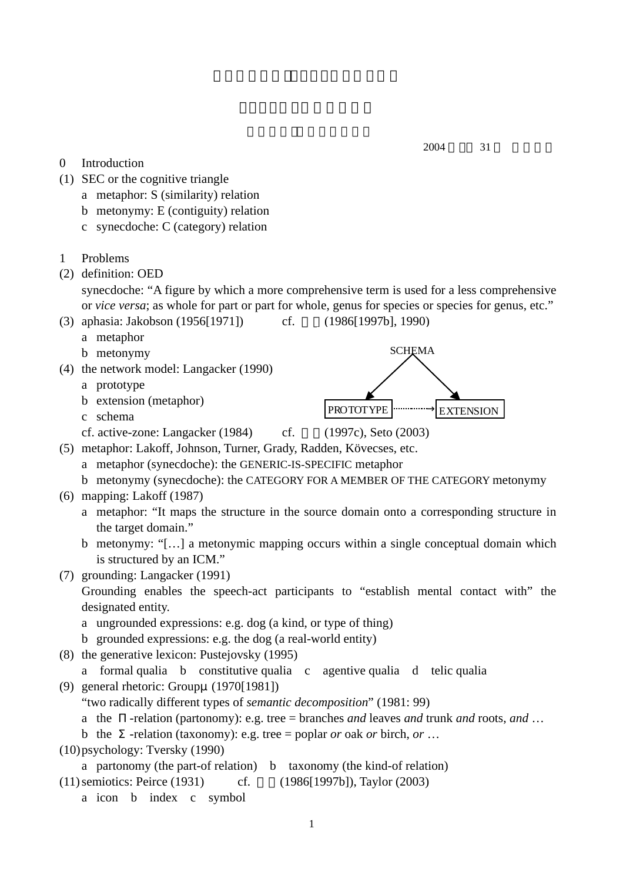2004 31

0 Introduction

(1) SEC or the cognitive triangle
  a metaphor: S (similarity) relation
  b metonymy: E (contiguity) relation
  c synecdoche: C (category) relation

1 Problems

(2) definition: OED
  synecdoche: "A figure by which a more comprehensive term is used for a less comprehensive or *vice versa*; as whole for part or part for whole, genus for species or species for genus, etc."

(3) aphasia: Jakobson (1956[1971]) cf. (1986[1997b], 1990)
  a metaphor
  b metonymy

(4) the network model: Langacker (1990)
  a prototype
  b extension (metaphor)
  c schema
  cf. active-zone: Langacker (1984) cf. (1997c), Seto (2003)

SCHEMA

PROTOTYPE → EXTENSION

(5) metaphor: Lakoff, Johnson, Turner, Grady, Radden, Kövecses, etc.
  a metaphor (synecdoche): the GENERIC-IS-SPECIFIC metaphor
  b metonymy (synecdoche): the CATEGORY FOR A MEMBER OF THE CATEGORY metonymy

(6) mapping: Lakoff (1987)
  a metaphor: "It maps the structure in the source domain onto a corresponding structure in the target domain."
  b metonymy: "[…] a metonymic mapping occurs within a single conceptual domain which is structured by an ICM."

(7) grounding: Langacker (1991)
  Grounding enables the speech-act participants to "establish mental contact with" the designated entity.
  a ungrounded expressions: e.g. dog (a kind, or type of thing)
  b grounded expressions: e.g. the dog (a real-world entity)

(8) the generative lexicon: Pustejovsky (1995)
  a formal qualia b constitutive qualia c agentive qualia d telic qualia

(9) general rhetoric: Groupμ (1970[1981])
  "two radically different types of *semantic decomposition*" (1981: 99)
  a the Π-relation (partonomy): e.g. tree = branches *and* leaves *and* trunk *and* roots, *and* …
  b the Σ-relation (taxonomy): e.g. tree = poplar *or* oak *or* birch, *or* …

(10) psychology: Tversky (1990)
  a partonomy (the part-of relation) b taxonomy (the kind-of relation)

(11) semiotics: Peirce (1931) cf. (1986[1997b]), Taylor (2003)
  a icon b index c symbol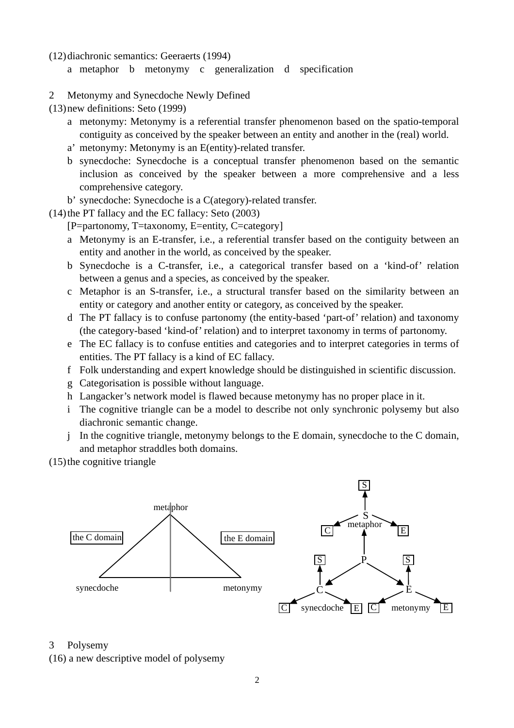(12) diachronic semantics: Geeraerts (1994)

a metaphor b metonymy c generalization d specification

## 2 Metonymy and Synecdoche Newly Defined

(13) new definitions: Seto (1999)

- a metonymy: Metonymy is a referential transfer phenomenon based on the spatio-temporal contiguity as conceived by the speaker between an entity and another in the (real) world.
- a' metonymy: Metonymy is an E(entity)-related transfer.
- b synecdoche: Synecdoche is a conceptual transfer phenomenon based on the semantic inclusion as conceived by the speaker between a more comprehensive and a less comprehensive category.
- b' synecdoche: Synecdoche is a C(ategory)-related transfer.

(14) the PT fallacy and the EC fallacy: Seto (2003)

[P=partonomy, T=taxonomy, E=entity, C=category]

- a Metonymy is an E-transfer, i.e., a referential transfer based on the contiguity between an entity and another in the world, as conceived by the speaker.
- b Synecdoche is a C-transfer, i.e., a categorical transfer based on a 'kind-of' relation between a genus and a species, as conceived by the speaker.
- c Metaphor is an S-transfer, i.e., a structural transfer based on the similarity between an entity or category and another entity or category, as conceived by the speaker.
- d The PT fallacy is to confuse partonomy (the entity-based 'part-of' relation) and taxonomy (the category-based 'kind-of' relation) and to interpret taxonomy in terms of partonomy.
- e The EC fallacy is to confuse entities and categories and to interpret categories in terms of entities. The PT fallacy is a kind of EC fallacy.
- f Folk understanding and expert knowledge should be distinguished in scientific discussion.
- g Categorisation is possible without language.
- h Langacker's network model is flawed because metonymy has no proper place in it.
- i The cognitive triangle can be a model to describe not only synchronic polysemy but also diachronic semantic change.
- j In the cognitive triangle, metonymy belongs to the E domain, synecdoche to the C domain, and metaphor straddles both domains.

(15) the cognitive triangle

metaphor

the C domain | the E domain

synecdoche | metonymy

S
S metaphor C E
P S S
C E
C synecdoche E C metonymy E

## 3 Polysemy

(16) a new descriptive model of polysemy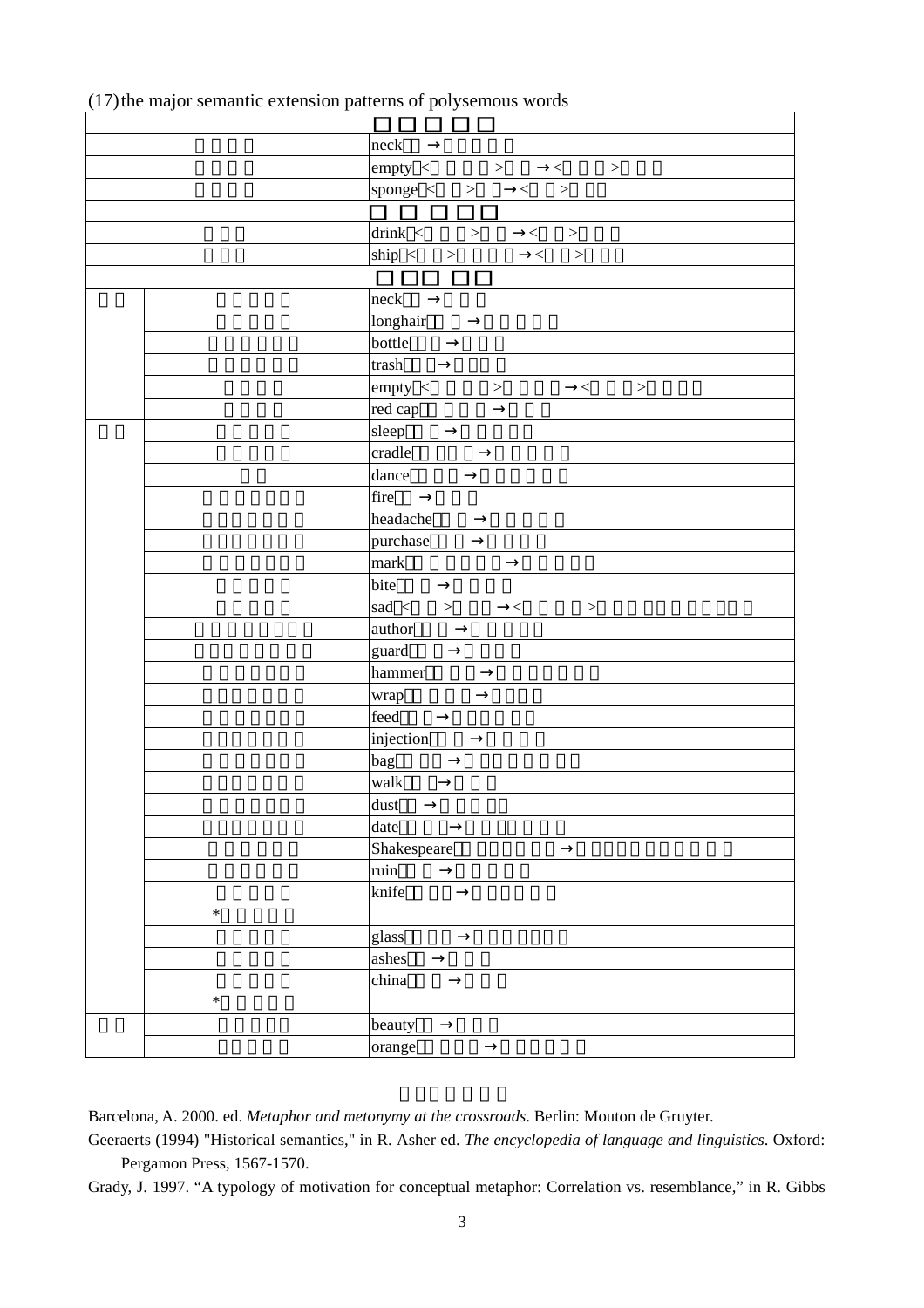(17) the major semantic extension patterns of polysemous words

| | | |
|---|---|---|
| | | |
| | | neck → |
| | | empty < > → < > |
| | | sponge < > → < > |
| | | |
| | | drink < > → < > |
| | | ship < > → < > |
| | | |
| | | neck → |
| | | longhair → |
| | | bottle → |
| | | trash → |
| | | empty < > → < > |
| | | red cap → |
| | | sleep → |
| | | cradle → |
| | | dance → |
| | | fire → |
| | | headache → |
| | | purchase → |
| | | mark → |
| | | bite → |
| | | sad < > → < > |
| | | author → |
| | | guard → |
| | | hammer → |
| | | wrap → |
| | | feed → |
| | | injection → |
| | | bag → |
| | | walk → |
| | | dust → |
| | | date → |
| | | Shakespeare → |
| | | ruin → |
| | | knife → |
| | * | |
| | | glass → |
| | | ashes → |
| | | china → |
| | * | |
| | | beauty → |
| | | orange → |

Barcelona, A. 2000. ed. *Metaphor and metonymy at the crossroads*. Berlin: Mouton de Gruyter.

Geeraerts (1994) "Historical semantics," in R. Asher ed. *The encyclopedia of language and linguistics*. Oxford: Pergamon Press, 1567-1570.

Grady, J. 1997. "A typology of motivation for conceptual metaphor: Correlation vs. resemblance," in R. Gibbs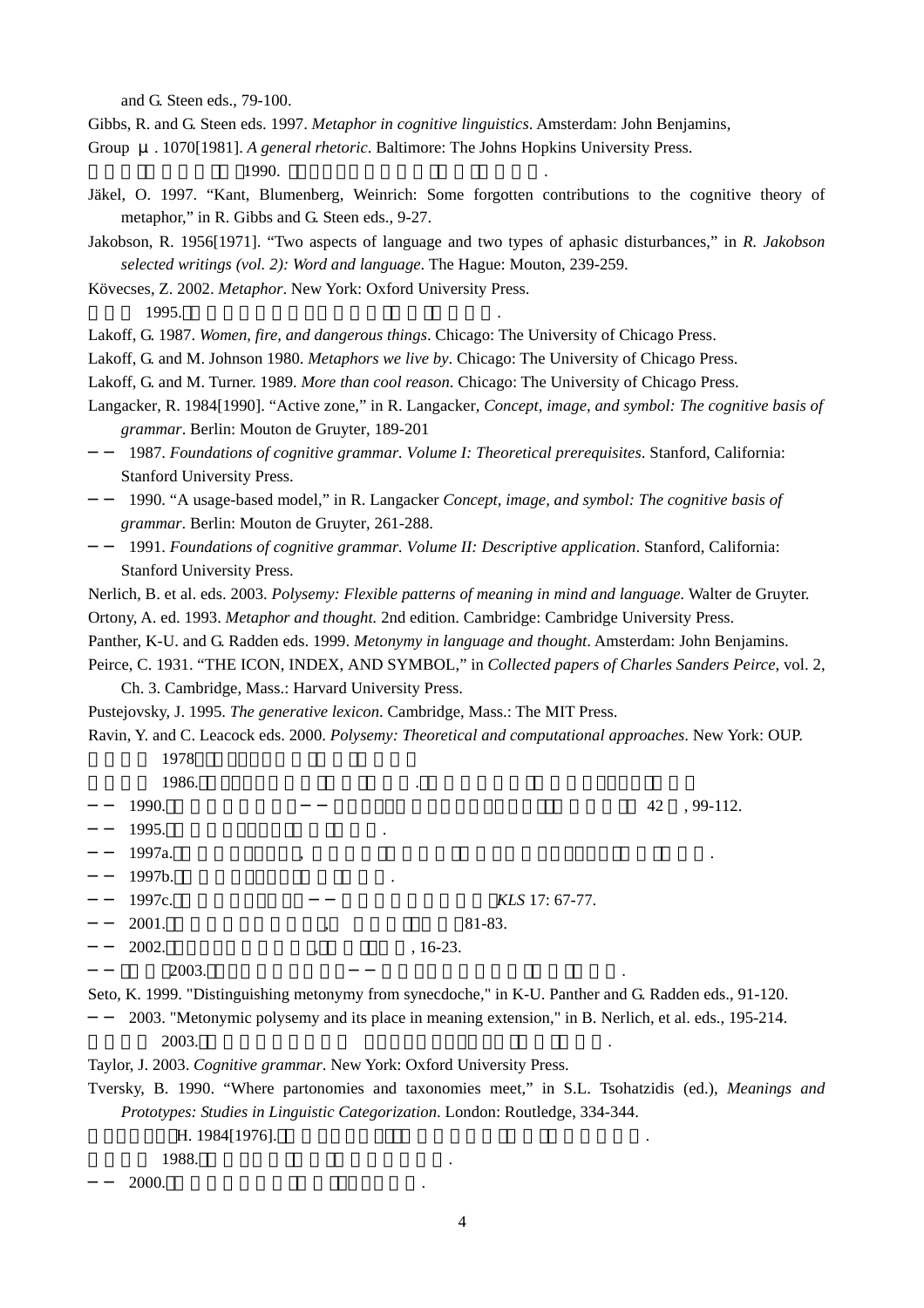and G. Steen eds., 79-100.

Gibbs, R. and G. Steen eds. 1997. *Metaphor in cognitive linguistics*. Amsterdam: John Benjamins,

Group μ. 1070[1981]. *A general rhetoric*. Baltimore: The Johns Hopkins University Press.

1990. .

Jäkel, O. 1997. "Kant, Blumenberg, Weinrich: Some forgotten contributions to the cognitive theory of metaphor," in R. Gibbs and G. Steen eds., 9-27.

Jakobson, R. 1956[1971]. "Two aspects of language and two types of aphasic disturbances," in *R. Jakobson selected writings (vol. 2): Word and language*. The Hague: Mouton, 239-259.

Kövecses, Z. 2002. *Metaphor*. New York: Oxford University Press.

1995. .

Lakoff, G. 1987. *Women, fire, and dangerous things*. Chicago: The University of Chicago Press.

Lakoff, G. and M. Johnson 1980. *Metaphors we live by*. Chicago: The University of Chicago Press.

Lakoff, G. and M. Turner. 1989. *More than cool reason*. Chicago: The University of Chicago Press.

Langacker, R. 1984[1990]. "Active zone," in R. Langacker, *Concept, image, and symbol: The cognitive basis of grammar*. Berlin: Mouton de Gruyter, 189-201

―― 1987. *Foundations of cognitive grammar. Volume I: Theoretical prerequisites*. Stanford, California: Stanford University Press.

―― 1990. "A usage-based model," in R. Langacker *Concept, image, and symbol: The cognitive basis of grammar*. Berlin: Mouton de Gruyter, 261-288.

―― 1991. *Foundations of cognitive grammar. Volume II: Descriptive application*. Stanford, California: Stanford University Press.

Nerlich, B. et al. eds. 2003. *Polysemy: Flexible patterns of meaning in mind and language*. Walter de Gruyter.

Ortony, A. ed. 1993. *Metaphor and thought*. 2nd edition. Cambridge: Cambridge University Press.

Panther, K-U. and G. Radden eds. 1999. *Metonymy in language and thought*. Amsterdam: John Benjamins.

Peirce, C. 1931. "THE ICON, INDEX, AND SYMBOL," in *Collected papers of Charles Sanders Peirce*, vol. 2, Ch. 3. Cambridge, Mass.: Harvard University Press.

Pustejovsky, J. 1995. *The generative lexicon*. Cambridge, Mass.: The MIT Press.

Ravin, Y. and C. Leacock eds. 2000. *Polysemy: Theoretical and computational approaches*. New York: OUP.

1978

1986. .

―― 1990. ―― 42 , 99-112.

―― 1995. .

―― 1997a. , .

―― 1997b. .

―― 1997c. ―― *KLS* 17: 67-77.

―― 2001. , 81-83.

―― 2002. , , 16-23.

―― 2003. ―― .

Seto, K. 1999. "Distinguishing metonymy from synecdoche," in K-U. Panther and G. Radden eds., 91-120.

―― 2003. "Metonymic polysemy and its place in meaning extension," in B. Nerlich, et al. eds., 195-214.

2003. .

Taylor, J. 2003. *Cognitive grammar*. New York: Oxford University Press.

Tversky, B. 1990. "Where partonomies and taxonomies meet," in S.L. Tsohatzidis (ed.), *Meanings and Prototypes: Studies in Linguistic Categorization*. London: Routledge, 334-344.

H. 1984[1976]. .

1988. .

―― 2000. .